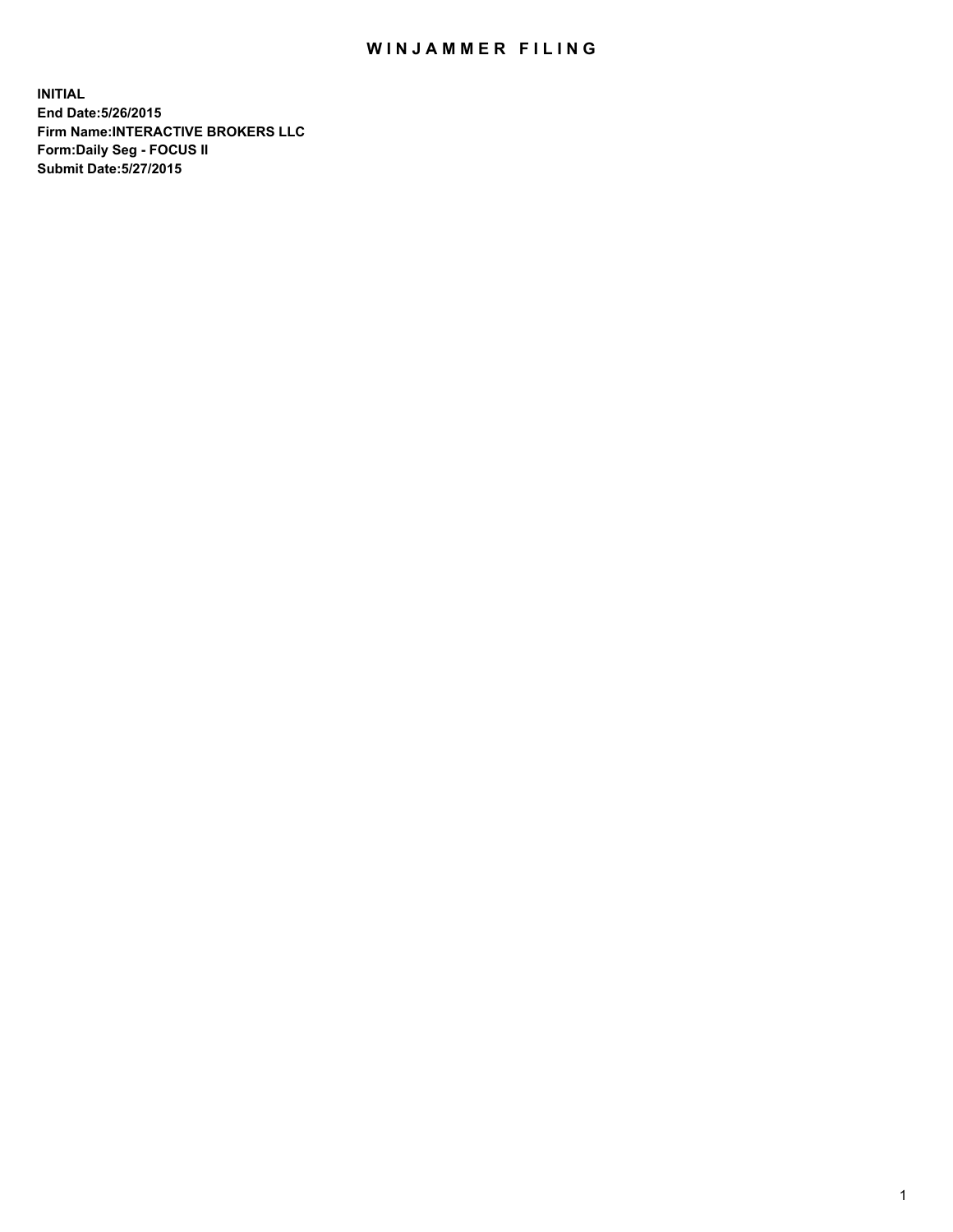# WINJAMMER FILING

**INITIAL**
**End Date:5/26/2015**
**Firm Name:INTERACTIVE BROKERS LLC**
**Form:Daily Seg - FOCUS II**
**Submit Date:5/27/2015**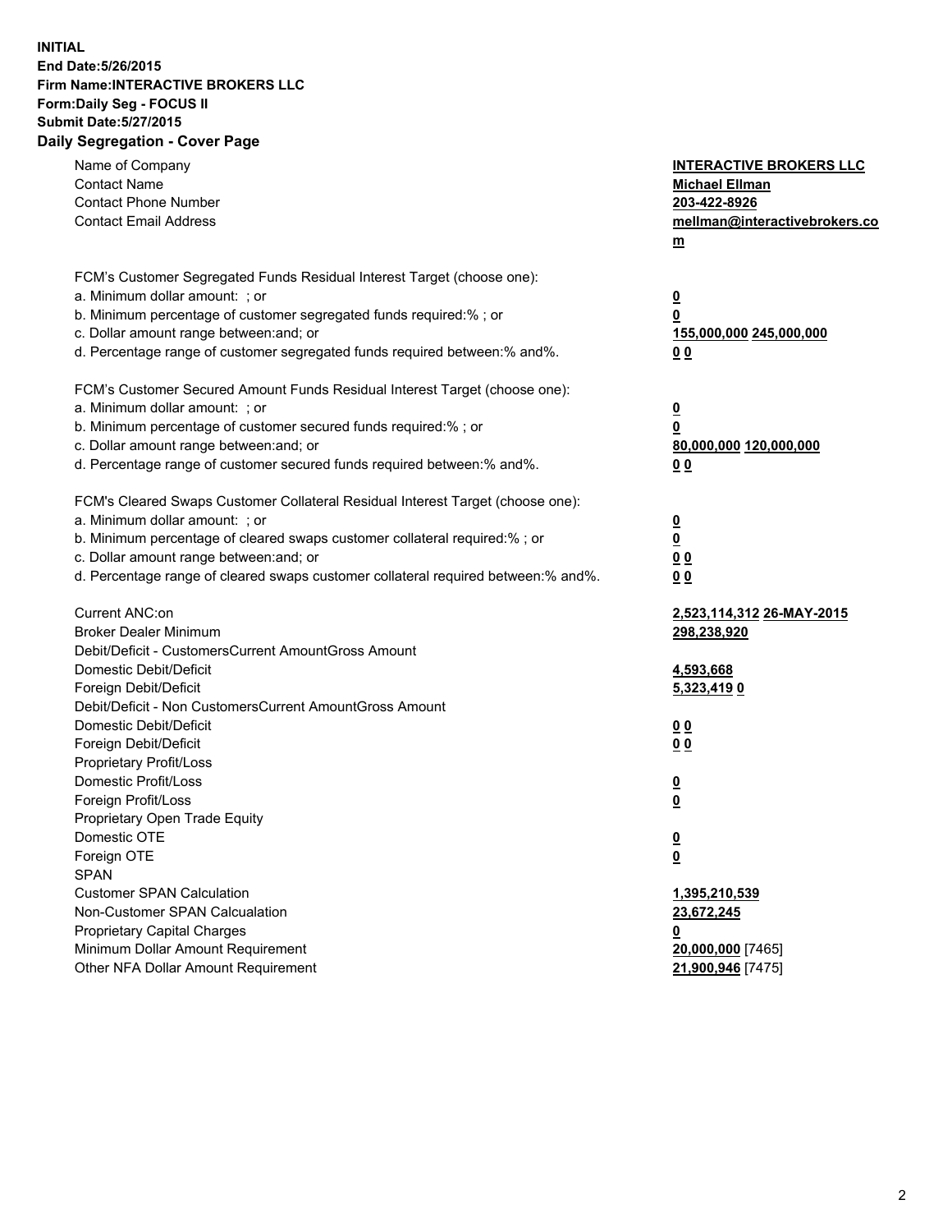**INITIAL**
**End Date:5/26/2015**
**Firm Name:INTERACTIVE BROKERS LLC**
**Form:Daily Seg - FOCUS II**
**Submit Date:5/27/2015**
**Daily Segregation - Cover Page**

| | |
|---|---|
| Name of Company | **INTERACTIVE BROKERS LLC** |
| Contact Name | **Michael Ellman** |
| Contact Phone Number | **203-422-8926** |
| Contact Email Address | **mellman@interactivebrokers.com** |
| FCM's Customer Segregated Funds Residual Interest Target (choose one): | |
| a. Minimum dollar amount: ; or | **0** |
| b. Minimum percentage of customer segregated funds required:% ; or | **0** |
| c. Dollar amount range between:and; or | **155,000,000** **245,000,000** |
| d. Percentage range of customer segregated funds required between:% and%. | **0** **0** |
| FCM's Customer Secured Amount Funds Residual Interest Target (choose one): | |
| a. Minimum dollar amount: ; or | **0** |
| b. Minimum percentage of customer secured funds required:% ; or | **0** |
| c. Dollar amount range between:and; or | **80,000,000** **120,000,000** |
| d. Percentage range of customer secured funds required between:% and%. | **0** **0** |
| FCM's Cleared Swaps Customer Collateral Residual Interest Target (choose one): | |
| a. Minimum dollar amount: ; or | **0** |
| b. Minimum percentage of cleared swaps customer collateral required:% ; or | **0** |
| c. Dollar amount range between:and; or | **0** **0** |
| d. Percentage range of cleared swaps customer collateral required between:% and%. | **0** **0** |
| Current ANC:on | **2,523,114,312** **26-MAY-2015** |
| Broker Dealer Minimum | **298,238,920** |
| Debit/Deficit - CustomersCurrent AmountGross Amount | |
| Domestic Debit/Deficit | **4,593,668** |
| Foreign Debit/Deficit | **5,323,419** **0** |
| Debit/Deficit - Non CustomersCurrent AmountGross Amount | |
| Domestic Debit/Deficit | **0** **0** |
| Foreign Debit/Deficit | **0** **0** |
| Proprietary Profit/Loss | |
| Domestic Profit/Loss | **0** |
| Foreign Profit/Loss | **0** |
| Proprietary Open Trade Equity | |
| Domestic OTE | **0** |
| Foreign OTE | **0** |
| SPAN | |
| Customer SPAN Calculation | **1,395,210,539** |
| Non-Customer SPAN Calcualation | **23,672,245** |
| Proprietary Capital Charges | **0** |
| Minimum Dollar Amount Requirement | **20,000,000** [7465] |
| Other NFA Dollar Amount Requirement | **21,900,946** [7475] |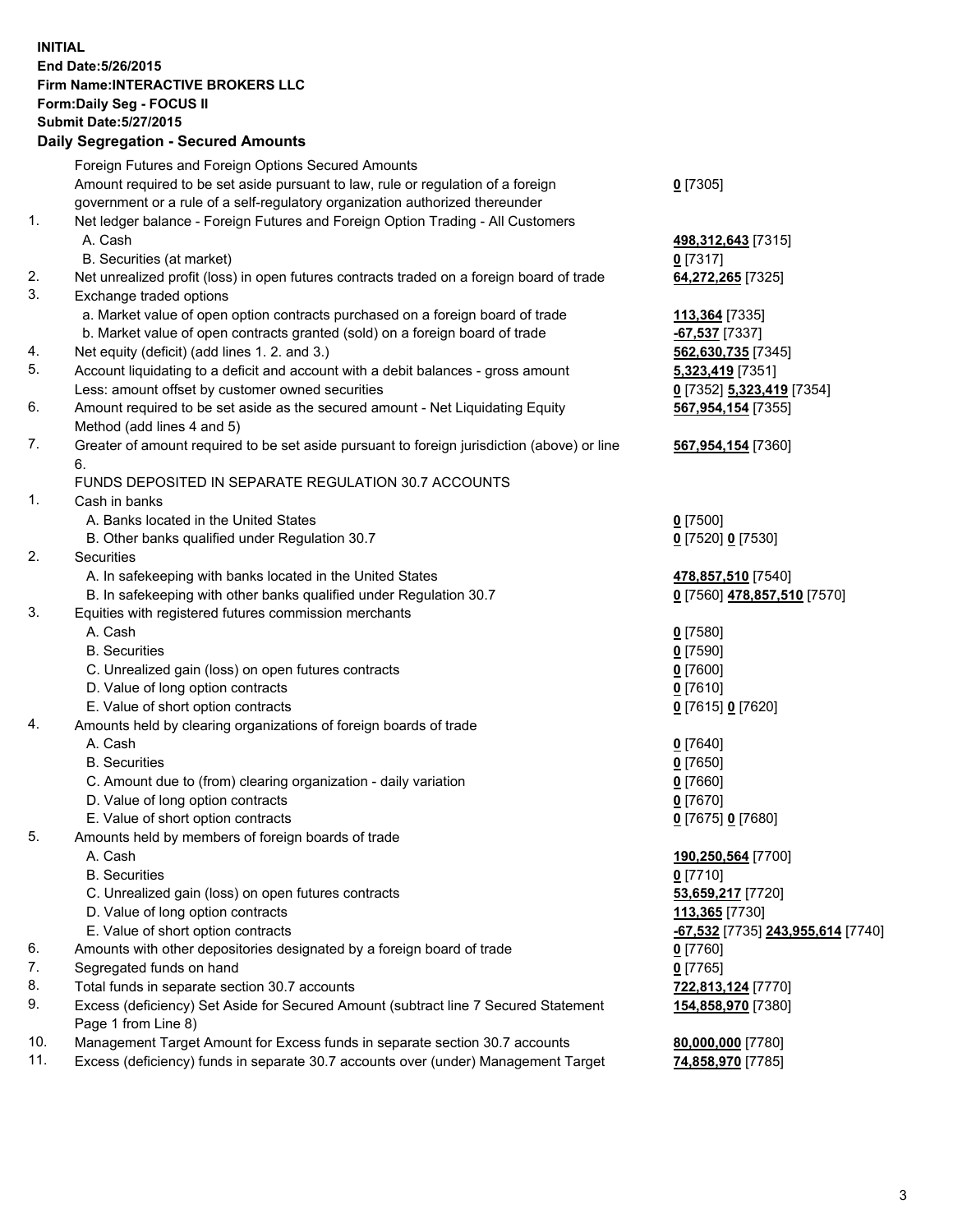**INITIAL**
**End Date:5/26/2015**
**Firm Name:INTERACTIVE BROKERS LLC**
**Form:Daily Seg - FOCUS II**
**Submit Date:5/27/2015**

## Daily Segregation - Secured Amounts

| | | |
|---|---|---|
| | Foreign Futures and Foreign Options Secured Amounts | |
| | Amount required to be set aside pursuant to law, rule or regulation of a foreign government or a rule of a self-regulatory organization authorized thereunder | **0** [7305] |
| 1. | Net ledger balance - Foreign Futures and Foreign Option Trading - All Customers | |
| | A. Cash | **498,312,643** [7315] |
| | B. Securities (at market) | **0** [7317] |
| 2. | Net unrealized profit (loss) in open futures contracts traded on a foreign board of trade | **64,272,265** [7325] |
| 3. | Exchange traded options | |
| | a. Market value of open option contracts purchased on a foreign board of trade | **113,364** [7335] |
| | b. Market value of open contracts granted (sold) on a foreign board of trade | **-67,537** [7337] |
| 4. | Net equity (deficit) (add lines 1. 2. and 3.) | **562,630,735** [7345] |
| 5. | Account liquidating to a deficit and account with a debit balances - gross amount | **5,323,419** [7351] |
| | Less: amount offset by customer owned securities | **0** [7352] **5,323,419** [7354] |
| 6. | Amount required to be set aside as the secured amount - Net Liquidating Equity Method (add lines 4 and 5) | **567,954,154** [7355] |
| 7. | Greater of amount required to be set aside pursuant to foreign jurisdiction (above) or line 6. | **567,954,154** [7360] |
| | FUNDS DEPOSITED IN SEPARATE REGULATION 30.7 ACCOUNTS | |
| 1. | Cash in banks | |
| | A. Banks located in the United States | **0** [7500] |
| | B. Other banks qualified under Regulation 30.7 | **0** [7520] **0** [7530] |
| 2. | Securities | |
| | A. In safekeeping with banks located in the United States | **478,857,510** [7540] |
| | B. In safekeeping with other banks qualified under Regulation 30.7 | **0** [7560] **478,857,510** [7570] |
| 3. | Equities with registered futures commission merchants | |
| | A. Cash | **0** [7580] |
| | B. Securities | **0** [7590] |
| | C. Unrealized gain (loss) on open futures contracts | **0** [7600] |
| | D. Value of long option contracts | **0** [7610] |
| | E. Value of short option contracts | **0** [7615] **0** [7620] |
| 4. | Amounts held by clearing organizations of foreign boards of trade | |
| | A. Cash | **0** [7640] |
| | B. Securities | **0** [7650] |
| | C. Amount due to (from) clearing organization - daily variation | **0** [7660] |
| | D. Value of long option contracts | **0** [7670] |
| | E. Value of short option contracts | **0** [7675] **0** [7680] |
| 5. | Amounts held by members of foreign boards of trade | |
| | A. Cash | **190,250,564** [7700] |
| | B. Securities | **0** [7710] |
| | C. Unrealized gain (loss) on open futures contracts | **53,659,217** [7720] |
| | D. Value of long option contracts | **113,365** [7730] |
| | E. Value of short option contracts | **-67,532** [7735] **243,955,614** [7740] |
| 6. | Amounts with other depositories designated by a foreign board of trade | **0** [7760] |
| 7. | Segregated funds on hand | **0** [7765] |
| 8. | Total funds in separate section 30.7 accounts | **722,813,124** [7770] |
| 9. | Excess (deficiency) Set Aside for Secured Amount (subtract line 7 Secured Statement Page 1 from Line 8) | **154,858,970** [7380] |
| 10. | Management Target Amount for Excess funds in separate section 30.7 accounts | **80,000,000** [7780] |
| 11. | Excess (deficiency) funds in separate 30.7 accounts over (under) Management Target | **74,858,970** [7785] |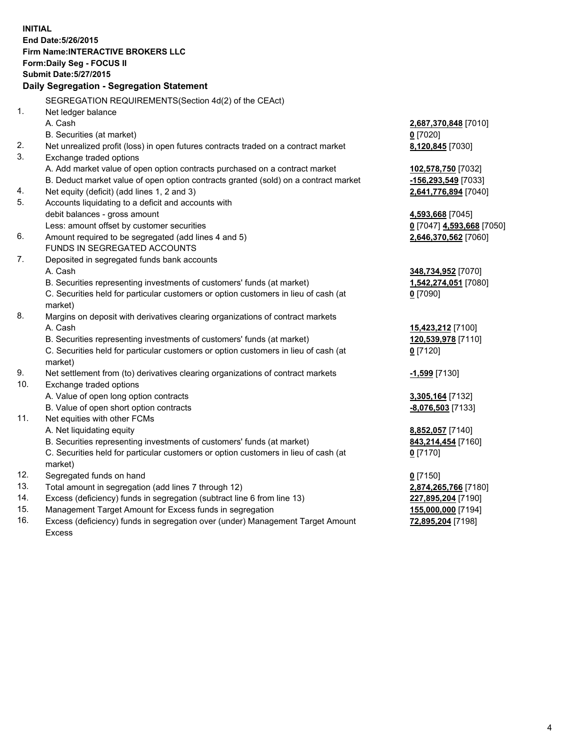**INITIAL**
**End Date:5/26/2015**
**Firm Name:INTERACTIVE BROKERS LLC**
**Form:Daily Seg - FOCUS II**
**Submit Date:5/27/2015**

## Daily Segregation - Segregation Statement

| | | |
|---|---|---|
| | SEGREGATION REQUIREMENTS(Section 4d(2) of the CEAct) | |
| 1. | Net ledger balance | |
| | A. Cash | **2,687,370,848** [7010] |
| | B. Securities (at market) | **0** [7020] |
| 2. | Net unrealized profit (loss) in open futures contracts traded on a contract market | **8,120,845** [7030] |
| 3. | Exchange traded options | |
| | A. Add market value of open option contracts purchased on a contract market | **102,578,750** [7032] |
| | B. Deduct market value of open option contracts granted (sold) on a contract market | **-156,293,549** [7033] |
| 4. | Net equity (deficit) (add lines 1, 2 and 3) | **2,641,776,894** [7040] |
| 5. | Accounts liquidating to a deficit and accounts with debit balances - gross amount | **4,593,668** [7045] |
| | Less: amount offset by customer securities | **0** [7047] **4,593,668** [7050] |
| 6. | Amount required to be segregated (add lines 4 and 5) | **2,646,370,562** [7060] |
| | FUNDS IN SEGREGATED ACCOUNTS | |
| 7. | Deposited in segregated funds bank accounts | |
| | A. Cash | **348,734,952** [7070] |
| | B. Securities representing investments of customers' funds (at market) | **1,542,274,051** [7080] |
| | C. Securities held for particular customers or option customers in lieu of cash (at market) | **0** [7090] |
| 8. | Margins on deposit with derivatives clearing organizations of contract markets | |
| | A. Cash | **15,423,212** [7100] |
| | B. Securities representing investments of customers' funds (at market) | **120,539,978** [7110] |
| | C. Securities held for particular customers or option customers in lieu of cash (at market) | **0** [7120] |
| 9. | Net settlement from (to) derivatives clearing organizations of contract markets | **-1,599** [7130] |
| 10. | Exchange traded options | |
| | A. Value of open long option contracts | **3,305,164** [7132] |
| | B. Value of open short option contracts | **-8,076,503** [7133] |
| 11. | Net equities with other FCMs | |
| | A. Net liquidating equity | **8,852,057** [7140] |
| | B. Securities representing investments of customers' funds (at market) | **843,214,454** [7160] |
| | C. Securities held for particular customers or option customers in lieu of cash (at market) | **0** [7170] |
| 12. | Segregated funds on hand | **0** [7150] |
| 13. | Total amount in segregation (add lines 7 through 12) | **2,874,265,766** [7180] |
| 14. | Excess (deficiency) funds in segregation (subtract line 6 from line 13) | **227,895,204** [7190] |
| 15. | Management Target Amount for Excess funds in segregation | **155,000,000** [7194] |
| 16. | Excess (deficiency) funds in segregation over (under) Management Target Amount Excess | **72,895,204** [7198] |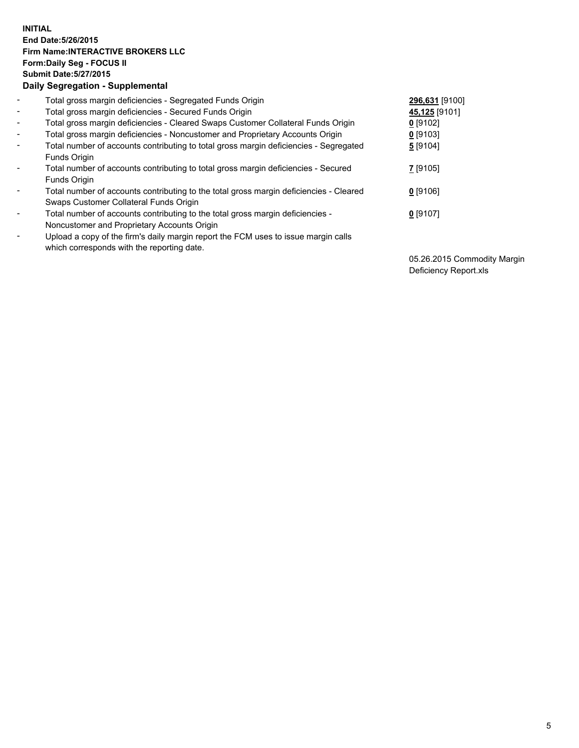**INITIAL**
**End Date:5/26/2015**
**Firm Name:INTERACTIVE BROKERS LLC**
**Form:Daily Seg - FOCUS II**
**Submit Date:5/27/2015**
**Daily Segregation - Supplemental**

| | | |
|---|---|---|
| - | Total gross margin deficiencies - Segregated Funds Origin | **296,631** [9100] |
| - | Total gross margin deficiencies - Secured Funds Origin | **45,125** [9101] |
| - | Total gross margin deficiencies - Cleared Swaps Customer Collateral Funds Origin | **0** [9102] |
| - | Total gross margin deficiencies - Noncustomer and Proprietary Accounts Origin | **0** [9103] |
| - | Total number of accounts contributing to total gross margin deficiencies - Segregated Funds Origin | **5** [9104] |
| - | Total number of accounts contributing to total gross margin deficiencies - Secured Funds Origin | **7** [9105] |
| - | Total number of accounts contributing to the total gross margin deficiencies - Cleared Swaps Customer Collateral Funds Origin | **0** [9106] |
| - | Total number of accounts contributing to the total gross margin deficiencies - Noncustomer and Proprietary Accounts Origin | **0** [9107] |
| - | Upload a copy of the firm's daily margin report the FCM uses to issue margin calls which corresponds with the reporting date. | 05.26.2015 Commodity Margin Deficiency Report.xls |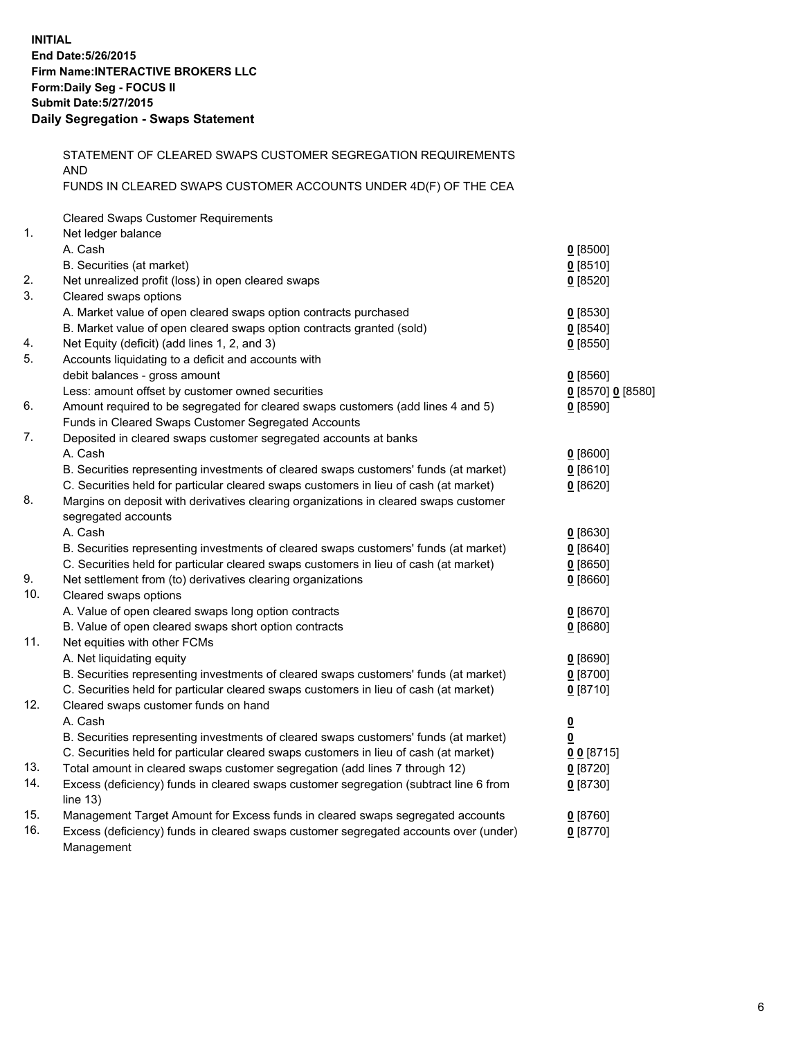**INITIAL**
**End Date:5/26/2015**
**Firm Name:INTERACTIVE BROKERS LLC**
**Form:Daily Seg - FOCUS II**
**Submit Date:5/27/2015**
**Daily Segregation - Swaps Statement**

STATEMENT OF CLEARED SWAPS CUSTOMER SEGREGATION REQUIREMENTS AND FUNDS IN CLEARED SWAPS CUSTOMER ACCOUNTS UNDER 4D(F) OF THE CEA

| | | |
|---|---|---|
| | Cleared Swaps Customer Requirements | |
| 1. | Net ledger balance | |
| | A. Cash | 0 [8500] |
| | B. Securities (at market) | 0 [8510] |
| 2. | Net unrealized profit (loss) in open cleared swaps | 0 [8520] |
| 3. | Cleared swaps options | |
| | A. Market value of open cleared swaps option contracts purchased | 0 [8530] |
| | B. Market value of open cleared swaps option contracts granted (sold) | 0 [8540] |
| 4. | Net Equity (deficit) (add lines 1, 2, and 3) | 0 [8550] |
| 5. | Accounts liquidating to a deficit and accounts with debit balances - gross amount | 0 [8560] |
| | Less: amount offset by customer owned securities | 0 [8570] 0 [8580] |
| 6. | Amount required to be segregated for cleared swaps customers (add lines 4 and 5) | 0 [8590] |
| | Funds in Cleared Swaps Customer Segregated Accounts | |
| 7. | Deposited in cleared swaps customer segregated accounts at banks | |
| | A. Cash | 0 [8600] |
| | B. Securities representing investments of cleared swaps customers' funds (at market) | 0 [8610] |
| | C. Securities held for particular cleared swaps customers in lieu of cash (at market) | 0 [8620] |
| 8. | Margins on deposit with derivatives clearing organizations in cleared swaps customer segregated accounts | |
| | A. Cash | 0 [8630] |
| | B. Securities representing investments of cleared swaps customers' funds (at market) | 0 [8640] |
| | C. Securities held for particular cleared swaps customers in lieu of cash (at market) | 0 [8650] |
| 9. | Net settlement from (to) derivatives clearing organizations | 0 [8660] |
| 10. | Cleared swaps options | |
| | A. Value of open cleared swaps long option contracts | 0 [8670] |
| | B. Value of open cleared swaps short option contracts | 0 [8680] |
| 11. | Net equities with other FCMs | |
| | A. Net liquidating equity | 0 [8690] |
| | B. Securities representing investments of cleared swaps customers' funds (at market) | 0 [8700] |
| | C. Securities held for particular cleared swaps customers in lieu of cash (at market) | 0 [8710] |
| 12. | Cleared swaps customer funds on hand | |
| | A. Cash | 0 |
| | B. Securities representing investments of cleared swaps customers' funds (at market) | 0 |
| | C. Securities held for particular cleared swaps customers in lieu of cash (at market) | 0 0 [8715] |
| 13. | Total amount in cleared swaps customer segregation (add lines 7 through 12) | 0 [8720] |
| 14. | Excess (deficiency) funds in cleared swaps customer segregation (subtract line 6 from line 13) | 0 [8730] |
| 15. | Management Target Amount for Excess funds in cleared swaps segregated accounts | 0 [8760] |
| 16. | Excess (deficiency) funds in cleared swaps customer segregated accounts over (under) Management | 0 [8770] |